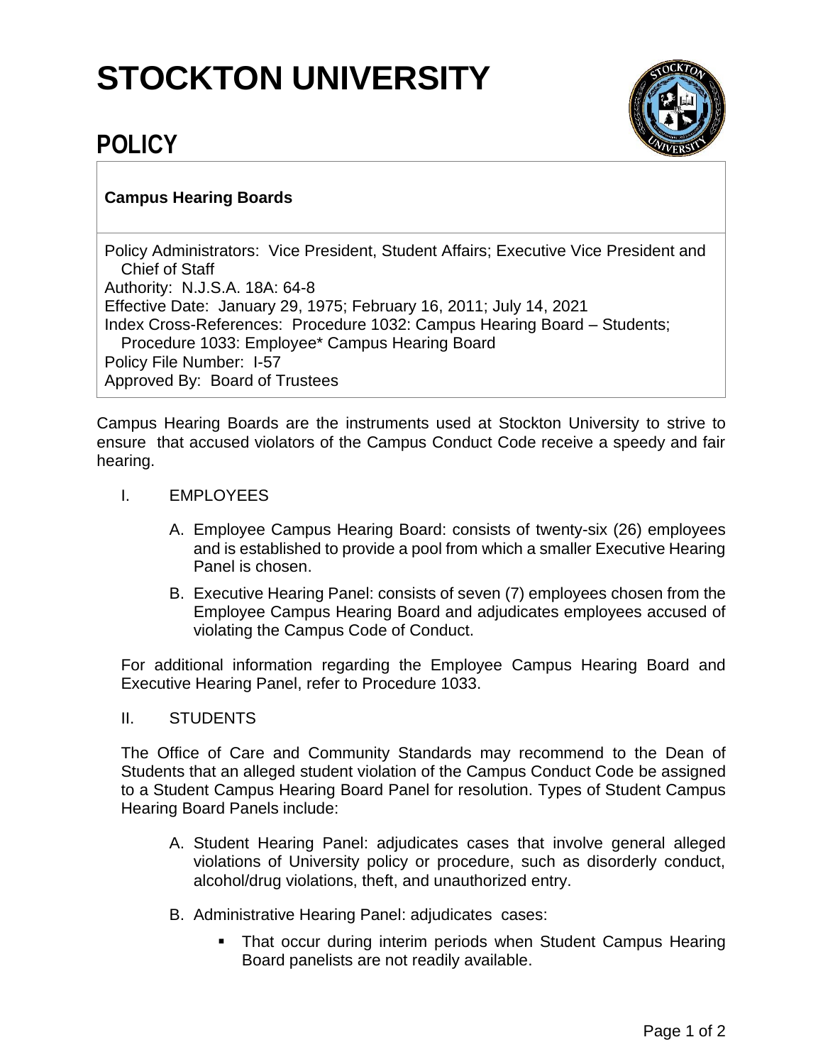# STOCKTON UNIVERSITY

## POLICY

**Campus Hearing Boards**

Policy Administrators: Vice President, Student Affairs; Executive Vice President and Chief of Staff
Authority: N.J.S.A. 18A: 64-8
Effective Date: January 29, 1975; February 16, 2011; July 14, 2021
Index Cross-References: Procedure 1032: Campus Hearing Board – Students; Procedure 1033: Employee* Campus Hearing Board
Policy File Number: I-57
Approved By: Board of Trustees

Campus Hearing Boards are the instruments used at Stockton University to strive to ensure that accused violators of the Campus Conduct Code receive a speedy and fair hearing.

I. EMPLOYEES

A. Employee Campus Hearing Board: consists of twenty-six (26) employees and is established to provide a pool from which a smaller Executive Hearing Panel is chosen.

B. Executive Hearing Panel: consists of seven (7) employees chosen from the Employee Campus Hearing Board and adjudicates employees accused of violating the Campus Code of Conduct.

For additional information regarding the Employee Campus Hearing Board and Executive Hearing Panel, refer to Procedure 1033.

II. STUDENTS

The Office of Care and Community Standards may recommend to the Dean of Students that an alleged student violation of the Campus Conduct Code be assigned to a Student Campus Hearing Board Panel for resolution. Types of Student Campus Hearing Board Panels include:

A. Student Hearing Panel: adjudicates cases that involve general alleged violations of University policy or procedure, such as disorderly conduct, alcohol/drug violations, theft, and unauthorized entry.

B. Administrative Hearing Panel: adjudicates cases:

- That occur during interim periods when Student Campus Hearing Board panelists are not readily available.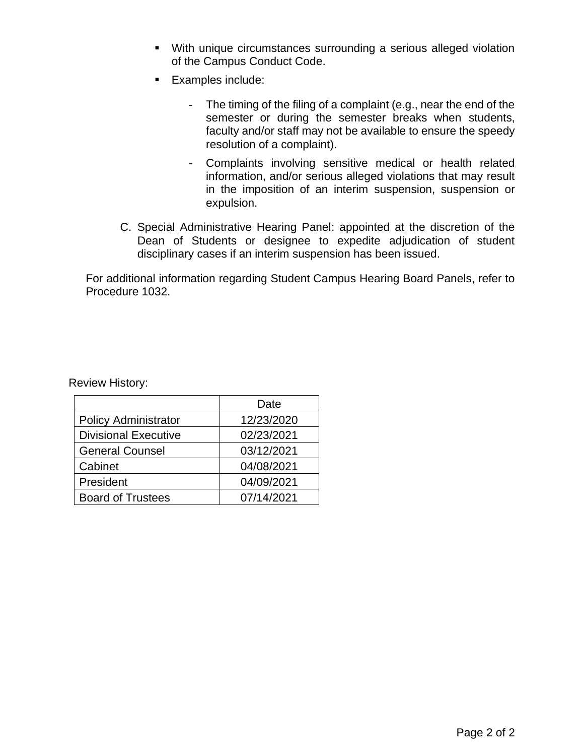- With unique circumstances surrounding a serious alleged violation of the Campus Conduct Code.
- Examples include:
  - The timing of the filing of a complaint (e.g., near the end of the semester or during the semester breaks when students, faculty and/or staff may not be available to ensure the speedy resolution of a complaint).
  - Complaints involving sensitive medical or health related information, and/or serious alleged violations that may result in the imposition of an interim suspension, suspension or expulsion.

C. Special Administrative Hearing Panel: appointed at the discretion of the Dean of Students or designee to expedite adjudication of student disciplinary cases if an interim suspension has been issued.

For additional information regarding Student Campus Hearing Board Panels, refer to Procedure 1032.

Review History:

| | Date |
|---|---|
| Policy Administrator | 12/23/2020 |
| Divisional Executive | 02/23/2021 |
| General Counsel | 03/12/2021 |
| Cabinet | 04/08/2021 |
| President | 04/09/2021 |
| Board of Trustees | 07/14/2021 |